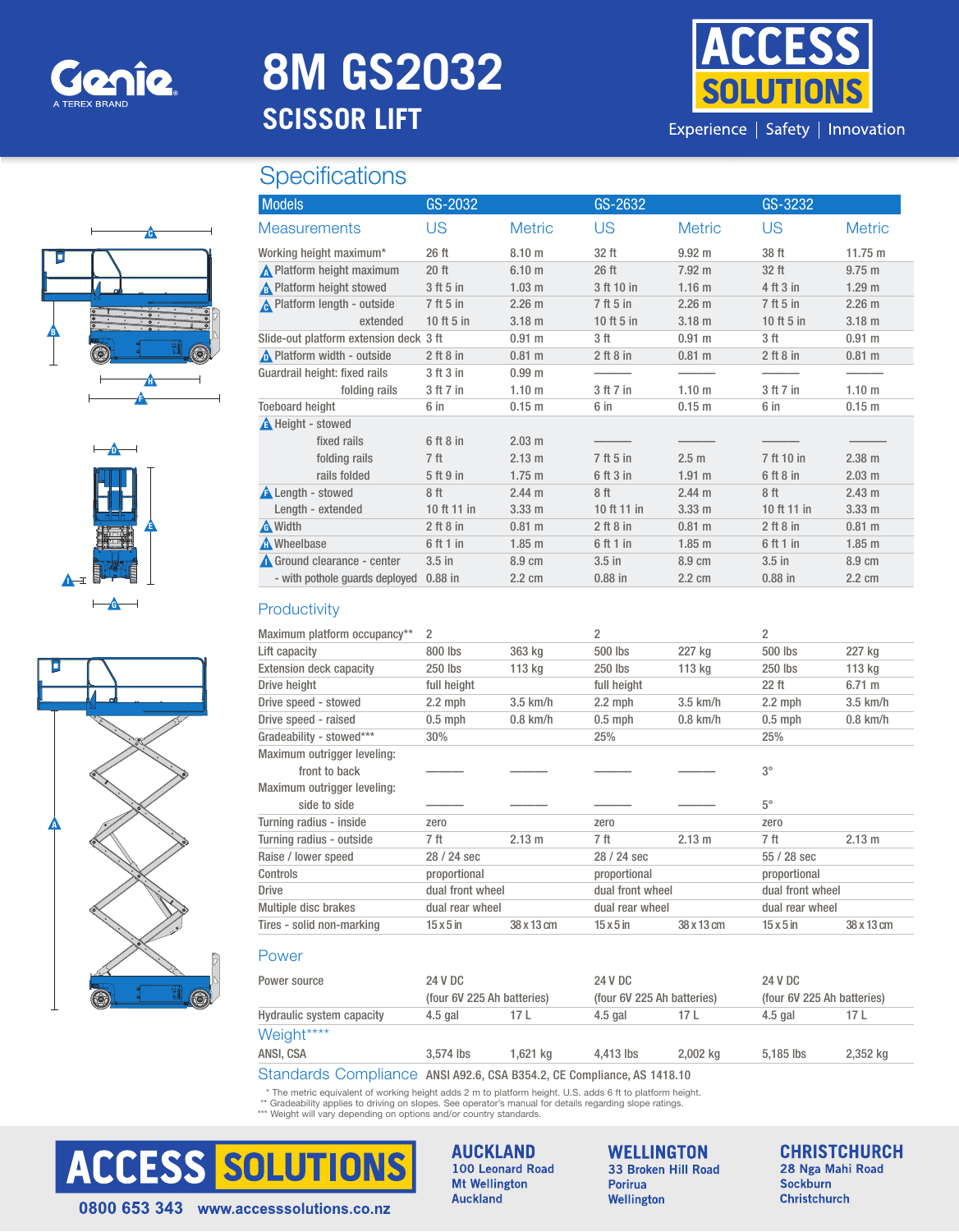Genie
A TEREX BRAND

# 8M GS2032
## SCISSOR LIFT

ACCESS SOLUTIONS
Experience | Safety | Innovation

## Specifications

| Models | GS-2032 | | GS-2632 | | GS-3232 | |
|---|---|---|---|---|---|---|
| **Measurements** | **US** | **Metric** | **US** | **Metric** | **US** | **Metric** |
| Working height maximum* | 26 ft | 8.10 m | 32 ft | 9.92 m | 38 ft | 11.75 m |
| A Platform height maximum | 20 ft | 6.10 m | 26 ft | 7.92 m | 32 ft | 9.75 m |
| B Platform height stowed | 3 ft 5 in | 1.03 m | 3 ft 10 in | 1.16 m | 4 ft 3 in | 1.29 m |
| C Platform length - outside | 7 ft 5 in | 2.26 m | 7 ft 5 in | 2.26 m | 7 ft 5 in | 2.26 m |
| extended | 10 ft 5 in | 3.18 m | 10 ft 5 in | 3.18 m | 10 ft 5 in | 3.18 m |
| Slide-out platform extension deck | 3 ft | 0.91 m | 3 ft | 0.91 m | 3 ft | 0.91 m |
| D Platform width - outside | 2 ft 8 in | 0.81 m | 2 ft 8 in | 0.81 m | 2 ft 8 in | 0.81 m |
| Guardrail height: fixed rails | 3 ft 3 in | 0.99 m | ——— | ——— | ——— | ——— |
| folding rails | 3 ft 7 in | 1.10 m | 3 ft 7 in | 1.10 m | 3 ft 7 in | 1.10 m |
| Toeboard height | 6 in | 0.15 m | 6 in | 0.15 m | 6 in | 0.15 m |
| E Height - stowed | | | | | | |
| fixed rails | 6 ft 8 in | 2.03 m | ——— | ——— | ——— | ——— |
| folding rails | 7 ft | 2.13 m | 7 ft 5 in | 2.5 m | 7 ft 10 in | 2.38 m |
| rails folded | 5 ft 9 in | 1.75 m | 6 ft 3 in | 1.91 m | 6 ft 8 in | 2.03 m |
| F Length - stowed | 8 ft | 2.44 m | 8 ft | 2.44 m | 8 ft | 2.43 m |
| Length - extended | 10 ft 11 in | 3.33 m | 10 ft 11 in | 3.33 m | 10 ft 11 in | 3.33 m |
| G Width | 2 ft 8 in | 0.81 m | 2 ft 8 in | 0.81 m | 2 ft 8 in | 0.81 m |
| H Wheelbase | 6 ft 1 in | 1.85 m | 6 ft 1 in | 1.85 m | 6 ft 1 in | 1.85 m |
| I Ground clearance - center | 3.5 in | 8.9 cm | 3.5 in | 8.9 cm | 3.5 in | 8.9 cm |
| - with pothole guards deployed | 0.88 in | 2.2 cm | 0.88 in | 2.2 cm | 0.88 in | 2.2 cm |

### Productivity

| | | | | | | |
|---|---|---|---|---|---|---|
| Maximum platform occupancy** | 2 | | 2 | | 2 | |
| Lift capacity | 800 lbs | 363 kg | 500 lbs | 227 kg | 500 lbs | 227 kg |
| Extension deck capacity | 250 lbs | 113 kg | 250 lbs | 113 kg | 250 lbs | 113 kg |
| Drive height | full height | | full height | | 22 ft | 6.71 m |
| Drive speed - stowed | 2.2 mph | 3.5 km/h | 2.2 mph | 3.5 km/h | 2.2 mph | 3.5 km/h |
| Drive speed - raised | 0.5 mph | 0.8 km/h | 0.5 mph | 0.8 km/h | 0.5 mph | 0.8 km/h |
| Gradeability - stowed*** | 30% | | 25% | | 25% | |
| Maximum outrigger leveling: front to back | ——— | ——— | ——— | ——— | 3° | |
| Maximum outrigger leveling: side to side | ——— | ——— | ——— | ——— | 5° | |
| Turning radius - inside | zero | | zero | | zero | |
| Turning radius - outside | 7 ft | 2.13 m | 7 ft | 2.13 m | 7 ft | 2.13 m |
| Raise / lower speed | 28 / 24 sec | | 28 / 24 sec | | 55 / 28 sec | |
| Controls | proportional | | proportional | | proportional | |
| Drive | dual front wheel | | dual front wheel | | dual front wheel | |
| Multiple disc brakes | dual rear wheel | | dual rear wheel | | dual rear wheel | |
| Tires - solid non-marking | 15 x 5 in | 38 x 13 cm | 15 x 5 in | 38 x 13 cm | 15 x 5 in | 38 x 13 cm |

### Power

| | | | | | | |
|---|---|---|---|---|---|---|
| Power source | 24 V DC (four 6V 225 Ah batteries) | | 24 V DC (four 6V 225 Ah batteries) | | 24 V DC (four 6V 225 Ah batteries) | |
| Hydraulic system capacity | 4.5 gal | 17 L | 4.5 gal | 17 L | 4.5 gal | 17 L |

### Weight****

| | | | | | | |
|---|---|---|---|---|---|---|
| ANSI, CSA | 3,574 lbs | 1,621 kg | 4,413 lbs | 2,002 kg | 5,185 lbs | 2,352 kg |

### Standards Compliance

ANSI A92.6, CSA B354.2, CE Compliance, AS 1418.10

\* The metric equivalent of working height adds 2 m to platform height. U.S. adds 6 ft to platform height.
** Gradeability applies to driving on slopes. See operator's manual for details regarding slope ratings.
*** Weight will vary depending on options and/or country standards.

ACCESS SOLUTIONS
0800 653 343 www.accesssolutions.co.nz

**AUCKLAND**
100 Leonard Road
Mt Wellington
Auckland

**WELLINGTON**
33 Broken Hill Road
Porirua
Wellington

**CHRISTCHURCH**
28 Nga Mahi Road
Sockburn
Christchurch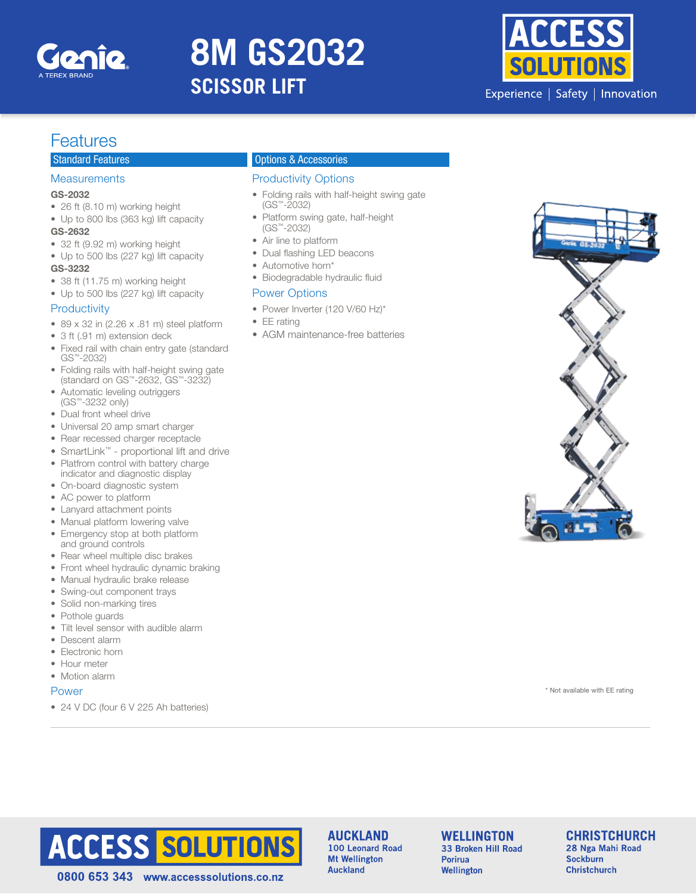# 8M GS2032
## SCISSOR LIFT

Experience | Safety | Innovation

# Features

## Standard Features

### Measurements

**GS-2032**

- 26 ft (8.10 m) working height
- Up to 800 lbs (363 kg) lift capacity

**GS-2632**

- 32 ft (9.92 m) working height
- Up to 500 lbs (227 kg) lift capacity

**GS-3232**

- 38 ft (11.75 m) working height
- Up to 500 lbs (227 kg) lift capacity

### Productivity

- 89 x 32 in (2.26 x .81 m) steel platform
- 3 ft (.91 m) extension deck
- Fixed rail with chain entry gate (standard GS™-2032)
- Folding rails with half-height swing gate (standard on GS™-2632, GS™-3232)
- Automatic leveling outriggers (GS™-3232 only)
- Dual front wheel drive
- Universal 20 amp smart charger
- Rear recessed charger receptacle
- SmartLink™ - proportional lift and drive
- Platfrom control with battery charge indicator and diagnostic display
- On-board diagnostic system
- AC power to platform
- Lanyard attachment points
- Manual platform lowering valve
- Emergency stop at both platform and ground controls
- Rear wheel multiple disc brakes
- Front wheel hydraulic dynamic braking
- Manual hydraulic brake release
- Swing-out component trays
- Solid non-marking tires
- Pothole guards
- Tilt level sensor with audible alarm
- Descent alarm
- Electronic horn
- Hour meter
- Motion alarm

### Power

- 24 V DC (four 6 V 225 Ah batteries)

## Options & Accessories

### Productivity Options

- Folding rails with half-height swing gate (GS™-2032)
- Platform swing gate, half-height (GS™-2032)
- Air line to platform
- Dual flashing LED beacons
- Automotive horn*
- Biodegradable hydraulic fluid

### Power Options

- Power Inverter (120 V/60 Hz)*
- EE rating
- AGM maintenance-free batteries

\* Not available with EE rating

ACCESS SOLUTIONS

0800 653 343 www.accesssolutions.co.nz

**AUCKLAND**
100 Leonard Road
Mt Wellington
Auckland

**WELLINGTON**
33 Broken Hill Road
Porirua
Wellington

**CHRISTCHURCH**
28 Nga Mahi Road
Sockburn
Christchurch